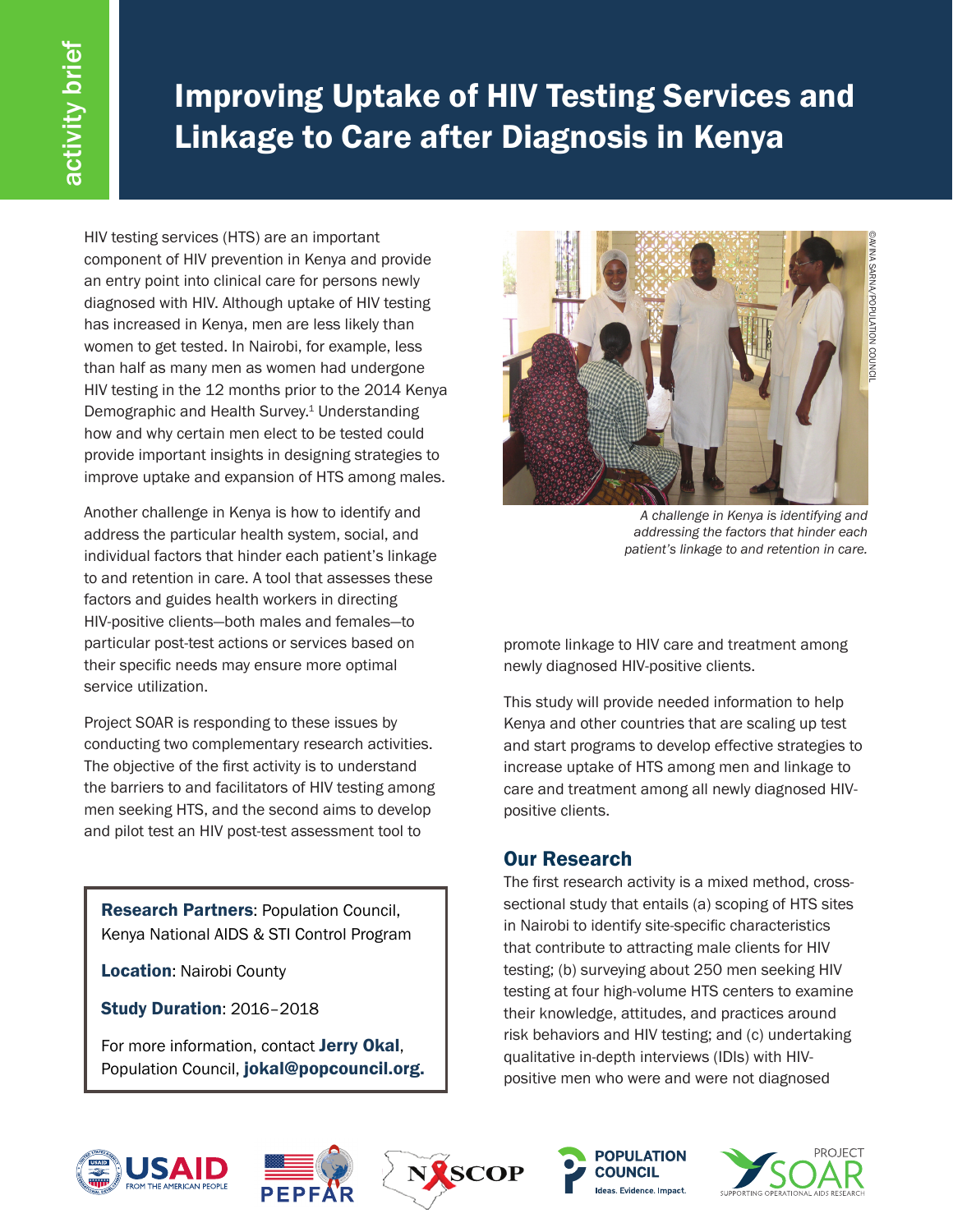activity brief

# Improving Uptake of HIV Testing Services and Linkage to Care after Diagnosis in Kenya

HIV testing services (HTS) are an important component of HIV prevention in Kenya and provide an entry point into clinical care for persons newly diagnosed with HIV. Although uptake of HIV testing has increased in Kenya, men are less likely than women to get tested. In Nairobi, for example, less than half as many men as women had undergone HIV testing in the 12 months prior to the 2014 Kenya Demographic and Health Survey.[1] Understanding how and why certain men elect to be tested could provide important insights in designing strategies to improve uptake and expansion of HTS among males.

Another challenge in Kenya is how to identify and address the particular health system, social, and individual factors that hinder each patient's linkage to and retention in care. A tool that assesses these factors and guides health workers in directing HIV-positive clients—both males and females—to particular post-test actions or services based on their specific needs may ensure more optimal service utilization.

Project SOAR is responding to these issues by conducting two complementary research activities. The objective of the first activity is to understand the barriers to and facilitators of HIV testing among men seeking HTS, and the second aims to develop and pilot test an HIV post-test assessment tool to promote linkage to HIV care and treatment among newly diagnosed HIV-positive clients.

*A challenge in Kenya is identifying and addressing the factors that hinder each patient's linkage to and retention in care.*

©AVINA SARNA/POPULATION COUNCIL

This study will provide needed information to help Kenya and other countries that are scaling up test and start programs to develop effective strategies to increase uptake of HTS among men and linkage to care and treatment among all newly diagnosed HIV-positive clients.

**Research Partners**: Population Council, Kenya National AIDS & STI Control Program

**Location**: Nairobi County

**Study Duration**: 2016–2018

For more information, contact **Jerry Okal**, Population Council, **jokal@popcouncil.org.**

## Our Research

The first research activity is a mixed method, cross-sectional study that entails (a) scoping of HTS sites in Nairobi to identify site-specific characteristics that contribute to attracting male clients for HIV testing; (b) surveying about 250 men seeking HIV testing at four high-volume HTS centers to examine their knowledge, attitudes, and practices around risk behaviors and HIV testing; and (c) undertaking qualitative in-depth interviews (IDIs) with HIV-positive men who were and were not diagnosed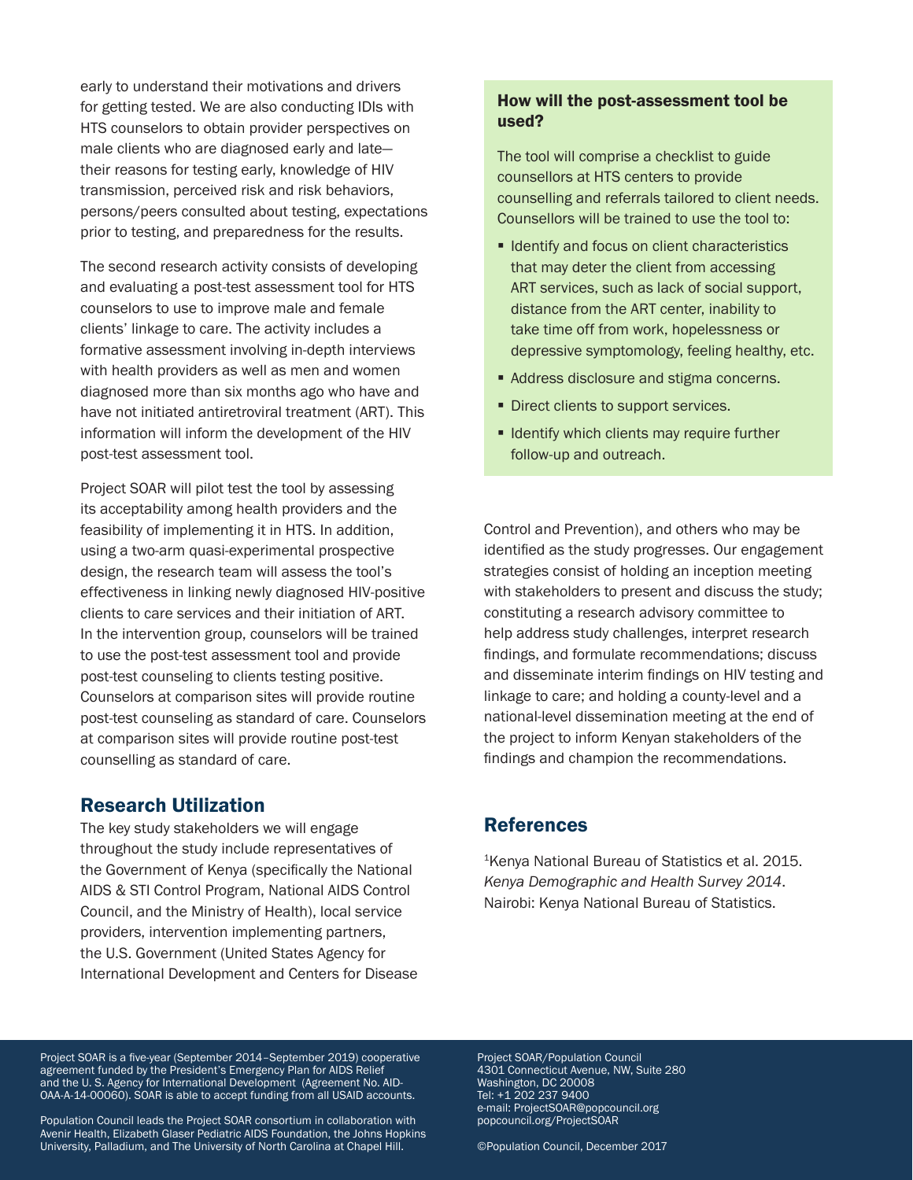early to understand their motivations and drivers for getting tested. We are also conducting IDIs with HTS counselors to obtain provider perspectives on male clients who are diagnosed early and late—their reasons for testing early, knowledge of HIV transmission, perceived risk and risk behaviors, persons/peers consulted about testing, expectations prior to testing, and preparedness for the results.

The second research activity consists of developing and evaluating a post-test assessment tool for HTS counselors to use to improve male and female clients' linkage to care. The activity includes a formative assessment involving in-depth interviews with health providers as well as men and women diagnosed more than six months ago who have and have not initiated antiretroviral treatment (ART). This information will inform the development of the HIV post-test assessment tool.

Project SOAR will pilot test the tool by assessing its acceptability among health providers and the feasibility of implementing it in HTS. In addition, using a two-arm quasi-experimental prospective design, the research team will assess the tool's effectiveness in linking newly diagnosed HIV-positive clients to care services and their initiation of ART. In the intervention group, counselors will be trained to use the post-test assessment tool and provide post-test counseling to clients testing positive. Counselors at comparison sites will provide routine post-test counseling as standard of care. Counselors at comparison sites will provide routine post-test counselling as standard of care.

### How will the post-assessment tool be used?

The tool will comprise a checklist to guide counsellors at HTS centers to provide counselling and referrals tailored to client needs. Counsellors will be trained to use the tool to:

- Identify and focus on client characteristics that may deter the client from accessing ART services, such as lack of social support, distance from the ART center, inability to take time off from work, hopelessness or depressive symptomology, feeling healthy, etc.
- Address disclosure and stigma concerns.
- Direct clients to support services.
- Identify which clients may require further follow-up and outreach.

## Research Utilization

The key study stakeholders we will engage throughout the study include representatives of the Government of Kenya (specifically the National AIDS & STI Control Program, National AIDS Control Council, and the Ministry of Health), local service providers, intervention implementing partners, the U.S. Government (United States Agency for International Development and Centers for Disease Control and Prevention), and others who may be identified as the study progresses. Our engagement strategies consist of holding an inception meeting with stakeholders to present and discuss the study; constituting a research advisory committee to help address study challenges, interpret research findings, and formulate recommendations; discuss and disseminate interim findings on HIV testing and linkage to care; and holding a county-level and a national-level dissemination meeting at the end of the project to inform Kenyan stakeholders of the findings and champion the recommendations.

## References

[1]Kenya National Bureau of Statistics et al. 2015. *Kenya Demographic and Health Survey 2014*. Nairobi: Kenya National Bureau of Statistics.

Project SOAR is a five-year (September 2014–September 2019) cooperative agreement funded by the President's Emergency Plan for AIDS Relief and the U. S. Agency for International Development (Agreement No. AID-OAA-A-14-00060). SOAR is able to accept funding from all USAID accounts.

Population Council leads the Project SOAR consortium in collaboration with Avenir Health, Elizabeth Glaser Pediatric AIDS Foundation, the Johns Hopkins University, Palladium, and The University of North Carolina at Chapel Hill.

Project SOAR/Population Council
4301 Connecticut Avenue, NW, Suite 280
Washington, DC 20008
Tel: +1 202 237 9400
e-mail: ProjectSOAR@popcouncil.org
popcouncil.org/ProjectSOAR

©Population Council, December 2017